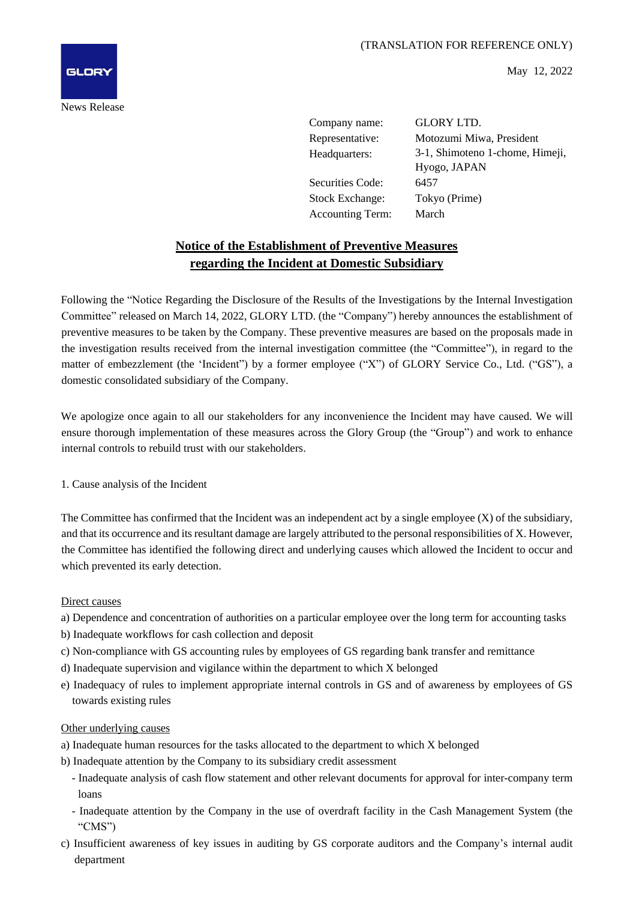(TRANSLATION FOR REFERENCE ONLY)

May 12, 2022

GLORY

News Release

| Company name: | GLORY LTD. |
|---|---|
| Representative: | Motozumi Miwa, President |
| Headquarters: | 3-1, Shimoteno 1-chome, Himeji, Hyogo, JAPAN |
| Securities Code: | 6457 |
| Stock Exchange: | Tokyo (Prime) |
| Accounting Term: | March |

# Notice of the Establishment of Preventive Measures regarding the Incident at Domestic Subsidiary

Following the "Notice Regarding the Disclosure of the Results of the Investigations by the Internal Investigation Committee" released on March 14, 2022, GLORY LTD. (the "Company") hereby announces the establishment of preventive measures to be taken by the Company. These preventive measures are based on the proposals made in the investigation results received from the internal investigation committee (the "Committee"), in regard to the matter of embezzlement (the 'Incident") by a former employee ("X") of GLORY Service Co., Ltd. ("GS"), a domestic consolidated subsidiary of the Company.

We apologize once again to all our stakeholders for any inconvenience the Incident may have caused. We will ensure thorough implementation of these measures across the Glory Group (the "Group") and work to enhance internal controls to rebuild trust with our stakeholders.

1. Cause analysis of the Incident

The Committee has confirmed that the Incident was an independent act by a single employee (X) of the subsidiary, and that its occurrence and its resultant damage are largely attributed to the personal responsibilities of X. However, the Committee has identified the following direct and underlying causes which allowed the Incident to occur and which prevented its early detection.

Direct causes

a) Dependence and concentration of authorities on a particular employee over the long term for accounting tasks
b) Inadequate workflows for cash collection and deposit
c) Non-compliance with GS accounting rules by employees of GS regarding bank transfer and remittance
d) Inadequate supervision and vigilance within the department to which X belonged
e) Inadequacy of rules to implement appropriate internal controls in GS and of awareness by employees of GS towards existing rules

Other underlying causes

a) Inadequate human resources for the tasks allocated to the department to which X belonged
b) Inadequate attention by the Company to its subsidiary credit assessment
   - Inadequate analysis of cash flow statement and other relevant documents for approval for inter-company term loans
   - Inadequate attention by the Company in the use of overdraft facility in the Cash Management System (the "CMS")
c) Insufficient awareness of key issues in auditing by GS corporate auditors and the Company's internal audit department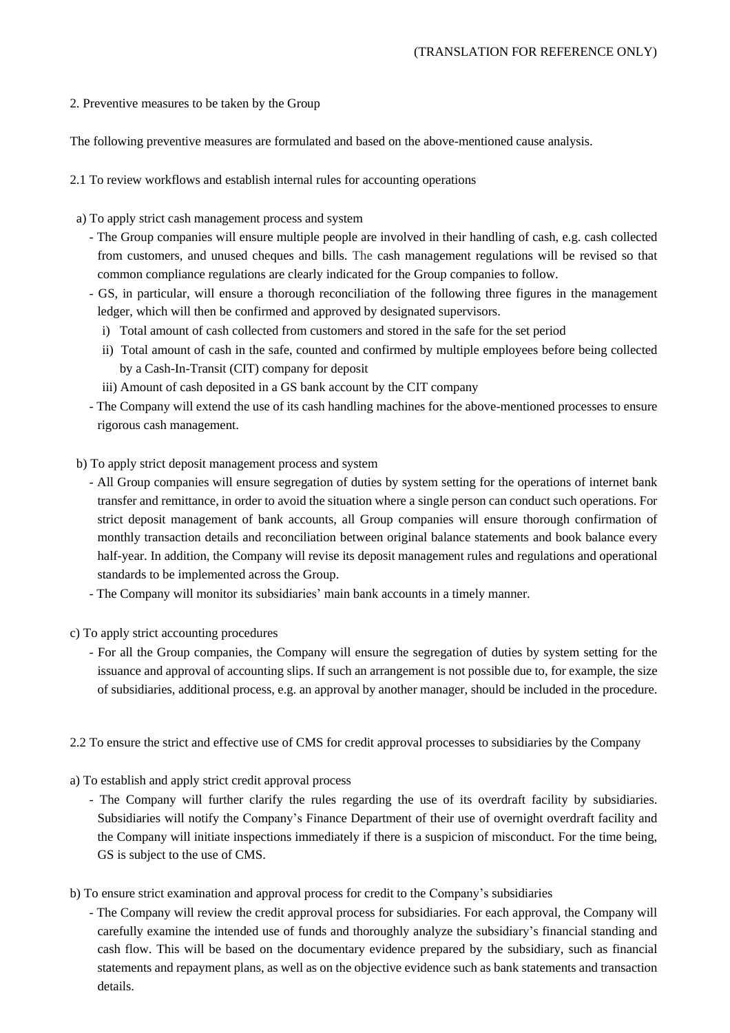2. Preventive measures to be taken by the Group

The following preventive measures are formulated and based on the above-mentioned cause analysis.

2.1 To review workflows and establish internal rules for accounting operations

a) To apply strict cash management process and system

- The Group companies will ensure multiple people are involved in their handling of cash, e.g. cash collected from customers, and unused cheques and bills. The cash management regulations will be revised so that common compliance regulations are clearly indicated for the Group companies to follow.
- GS, in particular, will ensure a thorough reconciliation of the following three figures in the management ledger, which will then be confirmed and approved by designated supervisors.
  - i) Total amount of cash collected from customers and stored in the safe for the set period
  - ii) Total amount of cash in the safe, counted and confirmed by multiple employees before being collected by a Cash-In-Transit (CIT) company for deposit
  - iii) Amount of cash deposited in a GS bank account by the CIT company
- The Company will extend the use of its cash handling machines for the above-mentioned processes to ensure rigorous cash management.

b) To apply strict deposit management process and system

- All Group companies will ensure segregation of duties by system setting for the operations of internet bank transfer and remittance, in order to avoid the situation where a single person can conduct such operations. For strict deposit management of bank accounts, all Group companies will ensure thorough confirmation of monthly transaction details and reconciliation between original balance statements and book balance every half-year. In addition, the Company will revise its deposit management rules and regulations and operational standards to be implemented across the Group.
- The Company will monitor its subsidiaries' main bank accounts in a timely manner.

c) To apply strict accounting procedures

- For all the Group companies, the Company will ensure the segregation of duties by system setting for the issuance and approval of accounting slips. If such an arrangement is not possible due to, for example, the size of subsidiaries, additional process, e.g. an approval by another manager, should be included in the procedure.

2.2 To ensure the strict and effective use of CMS for credit approval processes to subsidiaries by the Company

a) To establish and apply strict credit approval process

- The Company will further clarify the rules regarding the use of its overdraft facility by subsidiaries. Subsidiaries will notify the Company's Finance Department of their use of overnight overdraft facility and the Company will initiate inspections immediately if there is a suspicion of misconduct. For the time being, GS is subject to the use of CMS.

b) To ensure strict examination and approval process for credit to the Company's subsidiaries

- The Company will review the credit approval process for subsidiaries. For each approval, the Company will carefully examine the intended use of funds and thoroughly analyze the subsidiary's financial standing and cash flow. This will be based on the documentary evidence prepared by the subsidiary, such as financial statements and repayment plans, as well as on the objective evidence such as bank statements and transaction details.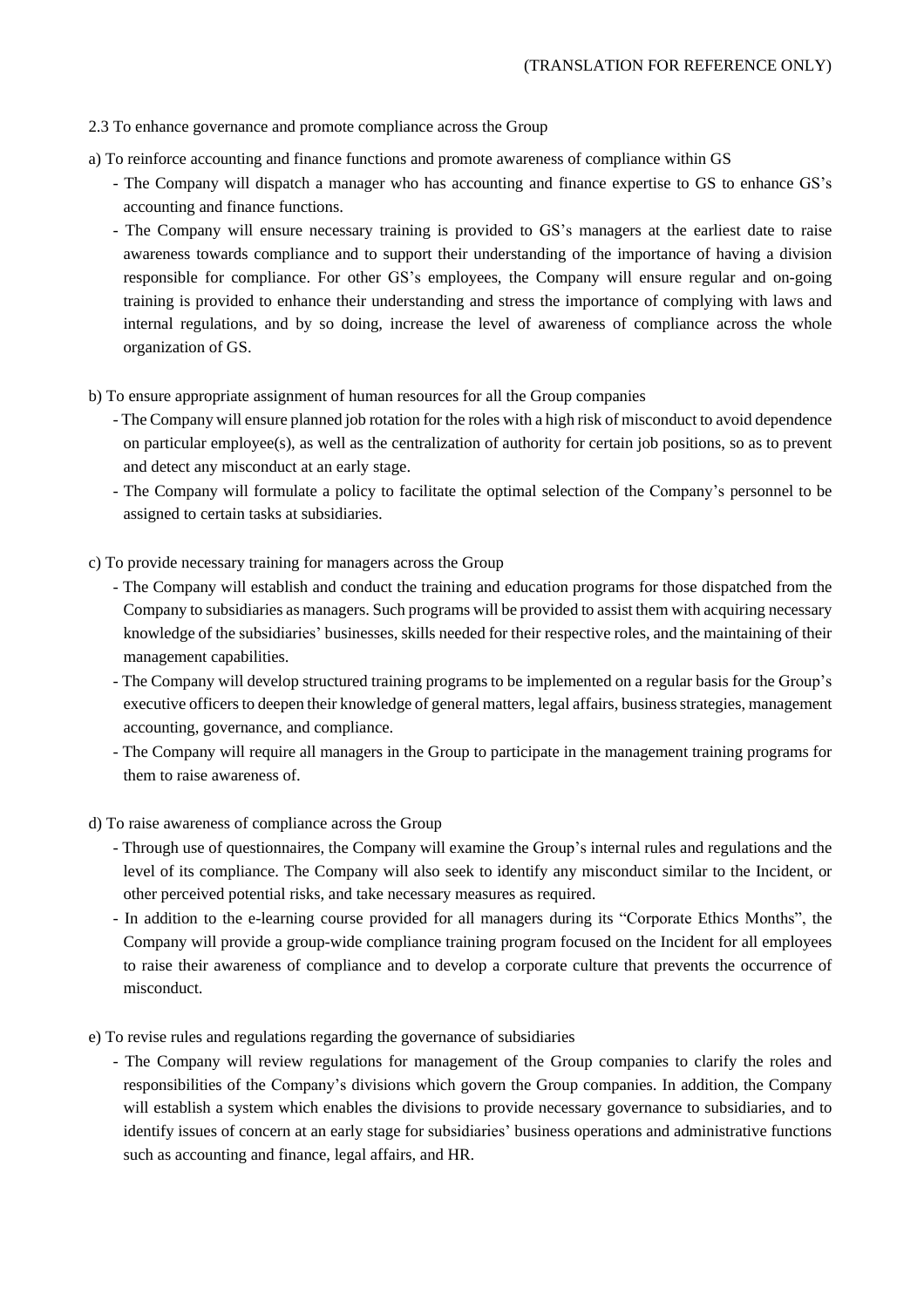(TRANSLATION FOR REFERENCE ONLY)

2.3 To enhance governance and promote compliance across the Group

a) To reinforce accounting and finance functions and promote awareness of compliance within GS

- The Company will dispatch a manager who has accounting and finance expertise to GS to enhance GS's accounting and finance functions.
- The Company will ensure necessary training is provided to GS's managers at the earliest date to raise awareness towards compliance and to support their understanding of the importance of having a division responsible for compliance. For other GS's employees, the Company will ensure regular and on-going training is provided to enhance their understanding and stress the importance of complying with laws and internal regulations, and by so doing, increase the level of awareness of compliance across the whole organization of GS.

b) To ensure appropriate assignment of human resources for all the Group companies

- The Company will ensure planned job rotation for the roles with a high risk of misconduct to avoid dependence on particular employee(s), as well as the centralization of authority for certain job positions, so as to prevent and detect any misconduct at an early stage.
- The Company will formulate a policy to facilitate the optimal selection of the Company's personnel to be assigned to certain tasks at subsidiaries.

c) To provide necessary training for managers across the Group

- The Company will establish and conduct the training and education programs for those dispatched from the Company to subsidiaries as managers. Such programs will be provided to assist them with acquiring necessary knowledge of the subsidiaries' businesses, skills needed for their respective roles, and the maintaining of their management capabilities.
- The Company will develop structured training programs to be implemented on a regular basis for the Group's executive officers to deepen their knowledge of general matters, legal affairs, business strategies, management accounting, governance, and compliance.
- The Company will require all managers in the Group to participate in the management training programs for them to raise awareness of.

d) To raise awareness of compliance across the Group

- Through use of questionnaires, the Company will examine the Group's internal rules and regulations and the level of its compliance. The Company will also seek to identify any misconduct similar to the Incident, or other perceived potential risks, and take necessary measures as required.
- In addition to the e-learning course provided for all managers during its "Corporate Ethics Months", the Company will provide a group-wide compliance training program focused on the Incident for all employees to raise their awareness of compliance and to develop a corporate culture that prevents the occurrence of misconduct.

e) To revise rules and regulations regarding the governance of subsidiaries

- The Company will review regulations for management of the Group companies to clarify the roles and responsibilities of the Company's divisions which govern the Group companies. In addition, the Company will establish a system which enables the divisions to provide necessary governance to subsidiaries, and to identify issues of concern at an early stage for subsidiaries' business operations and administrative functions such as accounting and finance, legal affairs, and HR.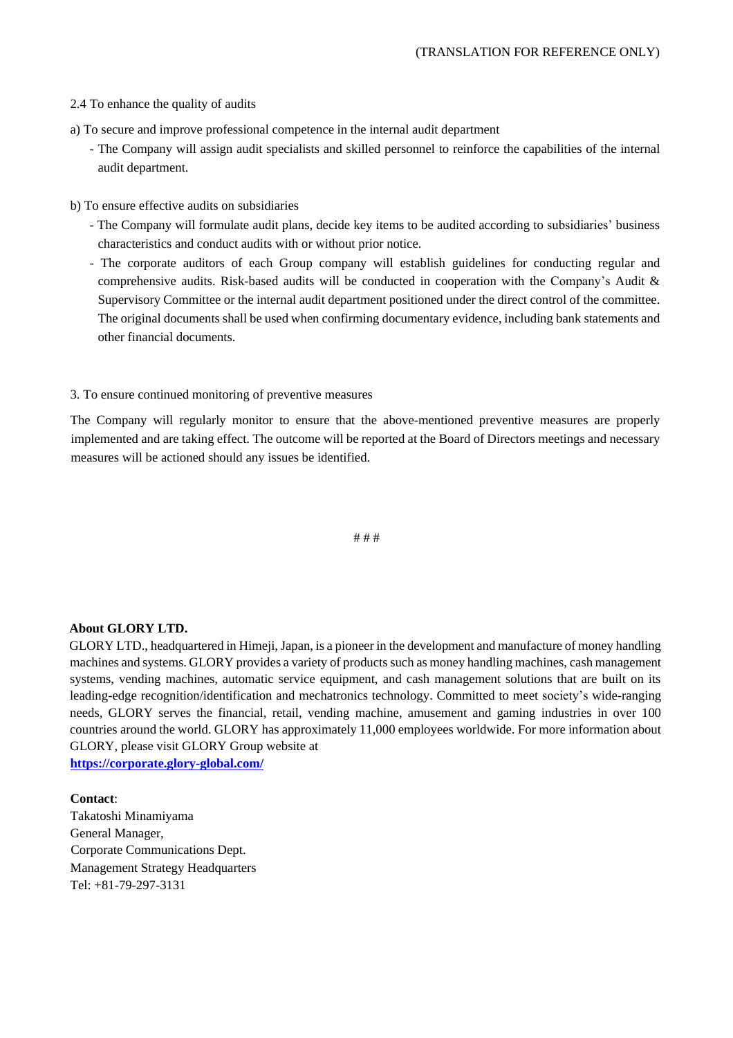(TRANSLATION FOR REFERENCE ONLY)

2.4 To enhance the quality of audits

a) To secure and improve professional competence in the internal audit department

- The Company will assign audit specialists and skilled personnel to reinforce the capabilities of the internal audit department.

b) To ensure effective audits on subsidiaries

- The Company will formulate audit plans, decide key items to be audited according to subsidiaries' business characteristics and conduct audits with or without prior notice.
- The corporate auditors of each Group company will establish guidelines for conducting regular and comprehensive audits. Risk-based audits will be conducted in cooperation with the Company's Audit & Supervisory Committee or the internal audit department positioned under the direct control of the committee. The original documents shall be used when confirming documentary evidence, including bank statements and other financial documents.

3. To ensure continued monitoring of preventive measures

The Company will regularly monitor to ensure that the above-mentioned preventive measures are properly implemented and are taking effect. The outcome will be reported at the Board of Directors meetings and necessary measures will be actioned should any issues be identified.

# # #

**About GLORY LTD.**

GLORY LTD., headquartered in Himeji, Japan, is a pioneer in the development and manufacture of money handling machines and systems. GLORY provides a variety of products such as money handling machines, cash management systems, vending machines, automatic service equipment, and cash management solutions that are built on its leading-edge recognition/identification and mechatronics technology. Committed to meet society's wide-ranging needs, GLORY serves the financial, retail, vending machine, amusement and gaming industries in over 100 countries around the world. GLORY has approximately 11,000 employees worldwide. For more information about GLORY, please visit GLORY Group website at
**https://corporate.glory-global.com/**

**Contact**:
Takatoshi Minamiyama
General Manager,
Corporate Communications Dept.
Management Strategy Headquarters
Tel: +81-79-297-3131